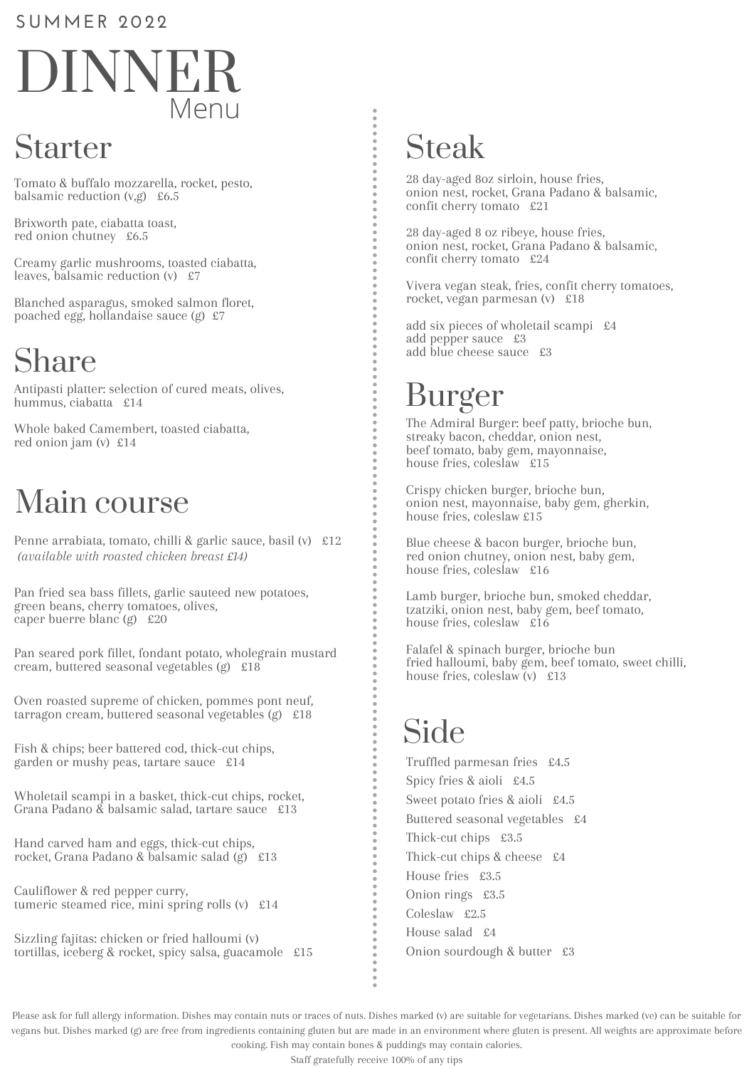SUMMER 2022

# DINNER
Menu

## Starter

Tomato & buffalo mozzarella, rocket, pesto, balsamic reduction (v,g) £6.5

Brixworth pate, ciabatta toast, red onion chutney £6.5

Creamy garlic mushrooms, toasted ciabatta, leaves, balsamic reduction (v) £7

Blanched asparagus, smoked salmon floret, poached egg, hollandaise sauce (g) £7

## Share

Antipasti platter: selection of cured meats, olives, hummus, ciabatta £14

Whole baked Camembert, toasted ciabatta, red onion jam (v) £14

## Main course

Penne arrabiata, tomato, chilli & garlic sauce, basil (v) £12
*(available with roasted chicken breast £14)*

Pan fried sea bass fillets, garlic sauteed new potatoes, green beans, cherry tomatoes, olives, caper buerre blanc (g) £20

Pan seared pork fillet, fondant potato, wholegrain mustard cream, buttered seasonal vegetables (g) £18

Oven roasted supreme of chicken, pommes pont neuf, tarragon cream, buttered seasonal vegetables (g) £18

Fish & chips; beer battered cod, thick-cut chips, garden or mushy peas, tartare sauce £14

Wholetail scampi in a basket, thick-cut chips, rocket, Grana Padano & balsamic salad, tartare sauce £13

Hand carved ham and eggs, thick-cut chips, rocket, Grana Padano & balsamic salad (g) £13

Cauliflower & red pepper curry, tumeric steamed rice, mini spring rolls (v) £14

Sizzling fajitas: chicken or fried halloumi (v) tortillas, iceberg & rocket, spicy salsa, guacamole £15

## Steak

28 day-aged 8oz sirloin, house fries, onion nest, rocket, Grana Padano & balsamic, confit cherry tomato £21

28 day-aged 8 oz ribeye, house fries, onion nest, rocket, Grana Padano & balsamic, confit cherry tomato £24

Vivera vegan steak, fries, confit cherry tomatoes, rocket, vegan parmesan (v) £18

add six pieces of wholetail scampi £4
add pepper sauce £3
add blue cheese sauce £3

## Burger

The Admiral Burger: beef patty, brioche bun, streaky bacon, cheddar, onion nest, beef tomato, baby gem, mayonnaise, house fries, coleslaw £15

Crispy chicken burger, brioche bun, onion nest, mayonnaise, baby gem, gherkin, house fries, coleslaw £15

Blue cheese & bacon burger, brioche bun, red onion chutney, onion nest, baby gem, house fries, coleslaw £16

Lamb burger, brioche bun, smoked cheddar, tzatziki, onion nest, baby gem, beef tomato, house fries, coleslaw £16

Falafel & spinach burger, brioche bun fried halloumi, baby gem, beef tomato, sweet chilli, house fries, coleslaw (v) £13

## Side

Truffled parmesan fries £4.5
Spicy fries & aioli £4.5
Sweet potato fries & aioli £4.5
Buttered seasonal vegetables £4
Thick-cut chips £3.5
Thick-cut chips & cheese £4
House fries £3.5
Onion rings £3.5
Coleslaw £2.5
House salad £4
Onion sourdough & butter £3

Please ask for full allergy information. Dishes may contain nuts or traces of nuts. Dishes marked (v) are suitable for vegetarians. Dishes marked (ve) can be suitable for vegans but. Dishes marked (g) are free from ingredients containing gluten but are made in an environment where gluten is present. All weights are approximate before cooking. Fish may contain bones & puddings may contain calories.
Staff gratefully receive 100% of any tips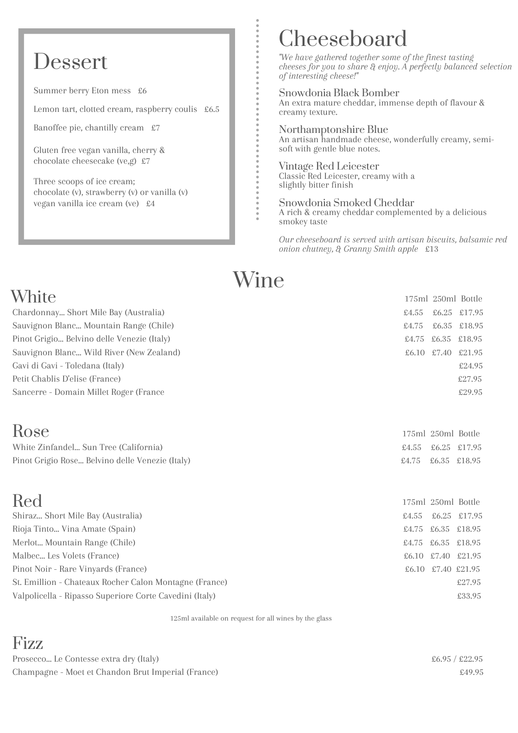# Dessert

Summer berry Eton mess £6

Lemon tart, clotted cream, raspberry coulis £6.5

Banoffee pie, chantilly cream £7

Gluten free vegan vanilla, cherry & chocolate cheesecake (ve,g) £7

Three scoops of ice cream;
chocolate (v), strawberry (v) or vanilla (v)
vegan vanilla ice cream (ve) £4

# Cheeseboard

*"We have gathered together some of the finest tasting cheeses for you to share & enjoy. A perfectly balanced selection of interesting cheese!"*

### Snowdonia Black Bomber
An extra mature cheddar, immense depth of flavour & creamy texture.

### Northamptonshire Blue
An artisan handmade cheese, wonderfully creamy, semi-soft with gentle blue notes.

### Vintage Red Leicester
Classic Red Leicester, creamy with a slightly bitter finish

### Snowdonia Smoked Cheddar
A rich & creamy cheddar complemented by a delicious smokey taste

*Our cheeseboard is served with artisan biscuits, balsamic red onion chutney, & Granny Smith apple* £13

# Wine

## White

| | 175ml | 250ml | Bottle |
|---|---|---|---|
| Chardonnay... Short Mile Bay (Australia) | £4.55 | £6.25 | £17.95 |
| Sauvignon Blanc... Mountain Range (Chile) | £4.75 | £6.35 | £18.95 |
| Pinot Grigio... Belvino delle Venezie (Italy) | £4.75 | £6.35 | £18.95 |
| Sauvignon Blanc... Wild River (New Zealand) | £6.10 | £7.40 | £21.95 |
| Gavi di Gavi - Toledana (Italy) | | | £24.95 |
| Petit Chablis D'elise (France) | | | £27.95 |
| Sancerre - Domain Millet Roger (France | | | £29.95 |

## Rose

| | 175ml | 250ml | Bottle |
|---|---|---|---|
| White Zinfandel... Sun Tree (California) | £4.55 | £6.25 | £17.95 |
| Pinot Grigio Rose... Belvino delle Venezie (Italy) | £4.75 | £6.35 | £18.95 |

## Red

| | 175ml | 250ml | Bottle |
|---|---|---|---|
| Shiraz... Short Mile Bay (Australia) | £4.55 | £6.25 | £17.95 |
| Rioja Tinto... Vina Amate (Spain) | £4.75 | £6.35 | £18.95 |
| Merlot... Mountain Range (Chile) | £4.75 | £6.35 | £18.95 |
| Malbec... Les Volets (France) | £6.10 | £7.40 | £21.95 |
| Pinot Noir - Rare Vinyards (France) | £6.10 | £7.40 | £21.95 |
| St. Emillion - Chateaux Rocher Calon Montagne (France) | | | £27.95 |
| Valpolicella - Ripasso Superiore Corte Cavedini (Italy) | | | £33.95 |

125ml available on request for all wines by the glass

## Fizz

Prosecco... Le Contesse extra dry (Italy) £6.95 / £22.95

Champagne - Moet et Chandon Brut Imperial (France) £49.95